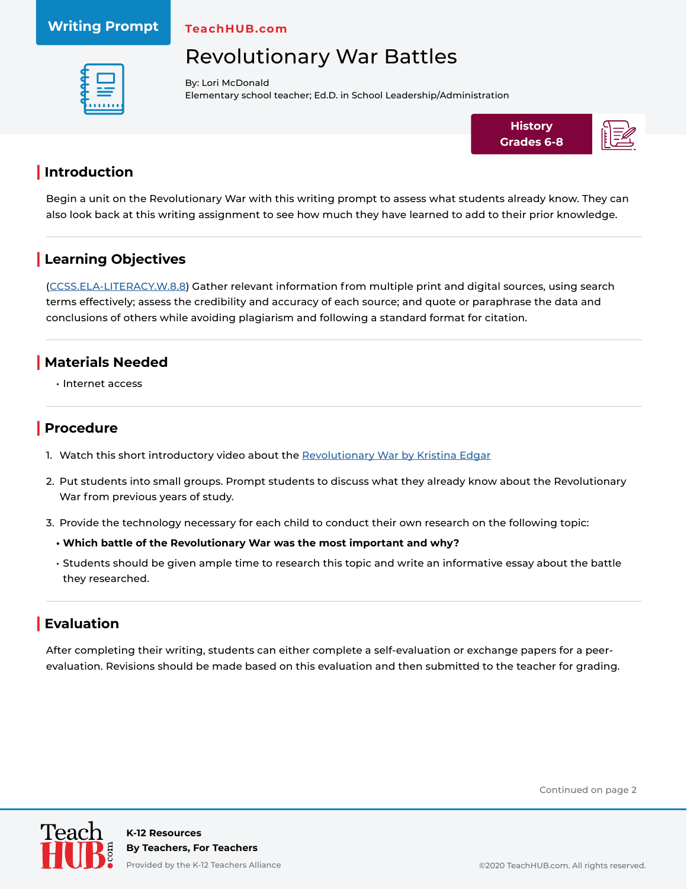Writing Prompt

TeachHUB.com

# Revolutionary War Battles

By: Lori McDonald
Elementary school teacher; Ed.D. in School Leadership/Administration

History
Grades 6-8

## Introduction

Begin a unit on the Revolutionary War with this writing prompt to assess what students already know. They can also look back at this writing assignment to see how much they have learned to add to their prior knowledge.

## Learning Objectives

(CCSS.ELA-LITERACY.W.8.8) Gather relevant information from multiple print and digital sources, using search terms effectively; assess the credibility and accuracy of each source; and quote or paraphrase the data and conclusions of others while avoiding plagiarism and following a standard format for citation.

## Materials Needed

- Internet access

## Procedure

1. Watch this short introductory video about the Revolutionary War by Kristina Edgar
2. Put students into small groups. Prompt students to discuss what they already know about the Revolutionary War from previous years of study.
3. Provide the technology necessary for each child to conduct their own research on the following topic:
   - **Which battle of the Revolutionary War was the most important and why?**
   - Students should be given ample time to research this topic and write an informative essay about the battle they researched.

## Evaluation

After completing their writing, students can either complete a self-evaluation or exchange papers for a peer-evaluation. Revisions should be made based on this evaluation and then submitted to the teacher for grading.

Continued on page 2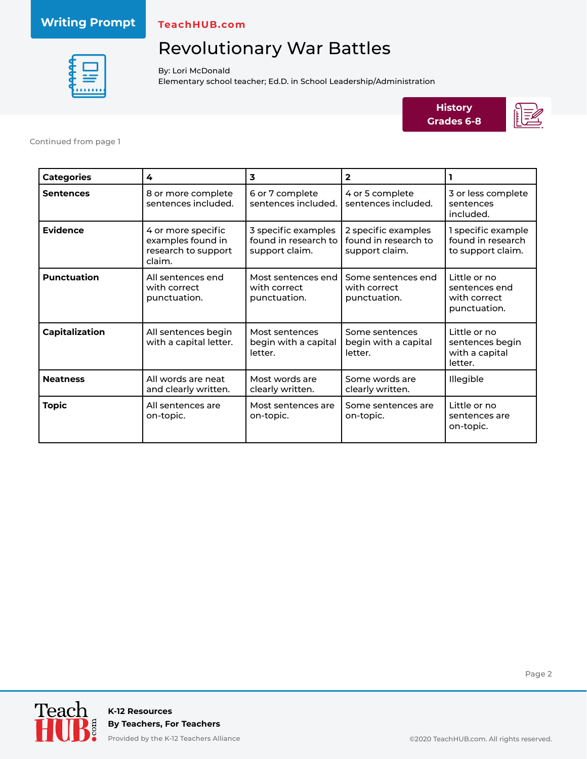# Revolutionary War Battles

By: Lori McDonald
Elementary school teacher; Ed.D. in School Leadership/Administration

**History Grades 6-8**

Continued from page 1

| Categories | 4 | 3 | 2 | 1 |
|---|---|---|---|---|
| **Sentences** | 8 or more complete sentences included. | 6 or 7 complete sentences included. | 4 or 5 complete sentences included. | 3 or less complete sentences included. |
| **Evidence** | 4 or more specific examples found in research to support claim. | 3 specific examples found in research to support claim. | 2 specific examples found in research to support claim. | 1 specific example found in research to support claim. |
| **Punctuation** | All sentences end with correct punctuation. | Most sentences end with correct punctuation. | Some sentences end with correct punctuation. | Little or no sentences end with correct punctuation. |
| **Capitalization** | All sentences begin with a capital letter. | Most sentences begin with a capital letter. | Some sentences begin with a capital letter. | Little or no sentences begin with a capital letter. |
| **Neatness** | All words are neat and clearly written. | Most words are clearly written. | Some words are clearly written. | Illegible |
| **Topic** | All sentences are on-topic. | Most sentences are on-topic. | Some sentences are on-topic. | Little or no sentences are on-topic. |